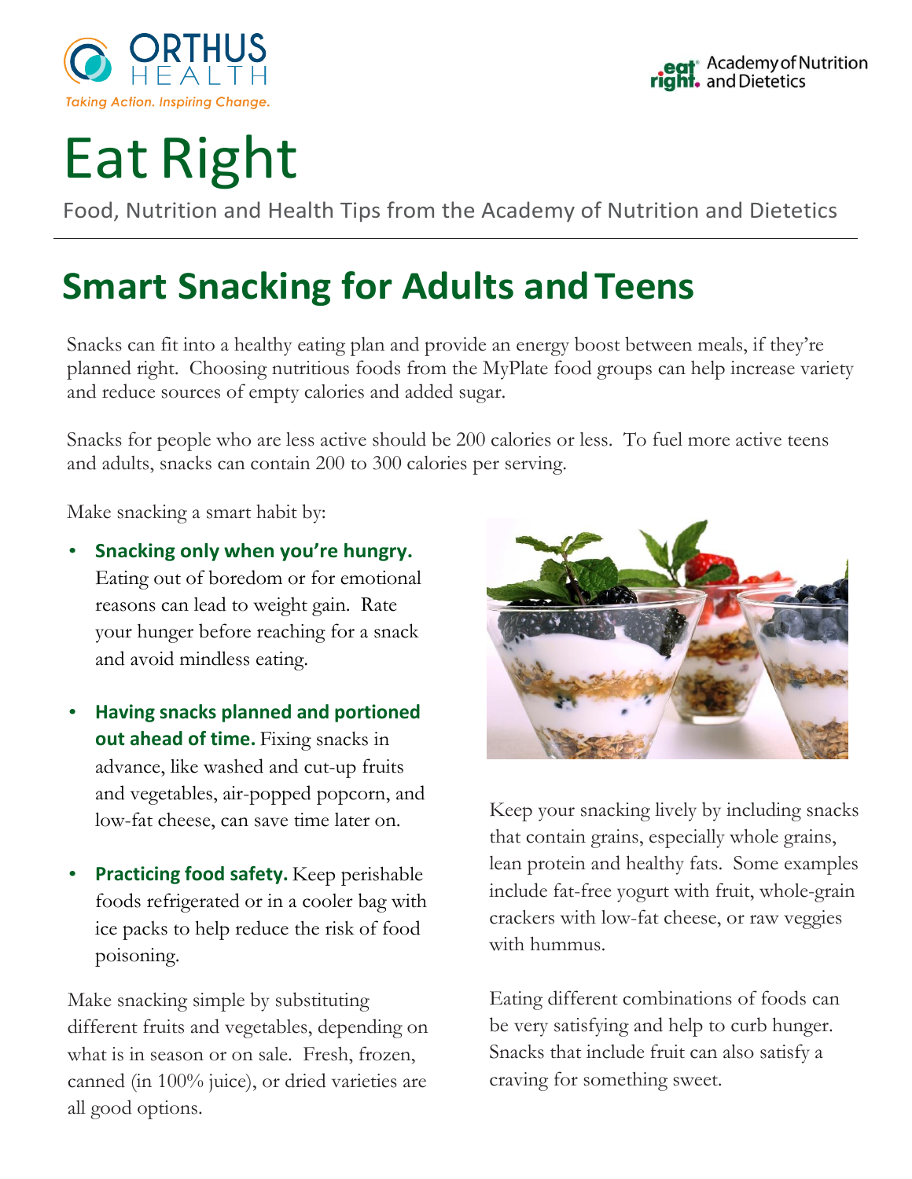ORTHUS HEALTH

*Taking Action. Inspiring Change.*

eat right. Academy of Nutrition and Dietetics

# Eat Right

Food, Nutrition and Health Tips from the Academy of Nutrition and Dietetics

## Smart Snacking for Adults and Teens

Snacks can fit into a healthy eating plan and provide an energy boost between meals, if they're planned right. Choosing nutritious foods from the MyPlate food groups can help increase variety and reduce sources of empty calories and added sugar.

Snacks for people who are less active should be 200 calories or less. To fuel more active teens and adults, snacks can contain 200 to 300 calories per serving.

Make snacking a smart habit by:

- **Snacking only when you're hungry.** Eating out of boredom or for emotional reasons can lead to weight gain. Rate your hunger before reaching for a snack and avoid mindless eating.
- **Having snacks planned and portioned out ahead of time.** Fixing snacks in advance, like washed and cut-up fruits and vegetables, air-popped popcorn, and low-fat cheese, can save time later on.
- **Practicing food safety.** Keep perishable foods refrigerated or in a cooler bag with ice packs to help reduce the risk of food poisoning.

Make snacking simple by substituting different fruits and vegetables, depending on what is in season or on sale. Fresh, frozen, canned (in 100% juice), or dried varieties are all good options.

Keep your snacking lively by including snacks that contain grains, especially whole grains, lean protein and healthy fats. Some examples include fat-free yogurt with fruit, whole-grain crackers with low-fat cheese, or raw veggies with hummus.

Eating different combinations of foods can be very satisfying and help to curb hunger. Snacks that include fruit can also satisfy a craving for something sweet.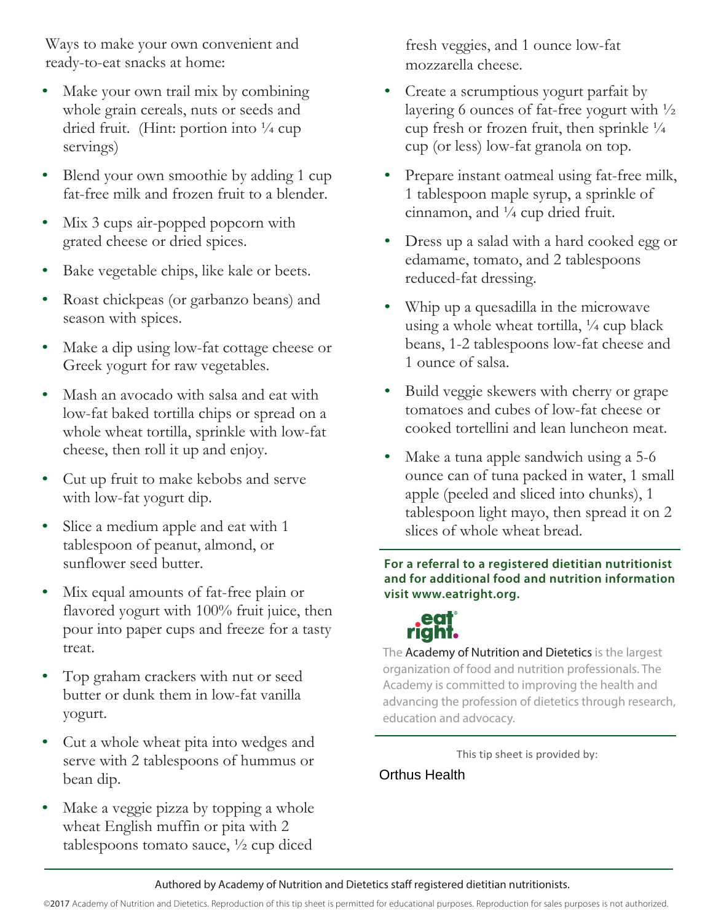Ways to make your own convenient and ready-to-eat snacks at home:

- Make your own trail mix by combining whole grain cereals, nuts or seeds and dried fruit. (Hint: portion into ¼ cup servings)
- Blend your own smoothie by adding 1 cup fat-free milk and frozen fruit to a blender.
- Mix 3 cups air-popped popcorn with grated cheese or dried spices.
- Bake vegetable chips, like kale or beets.
- Roast chickpeas (or garbanzo beans) and season with spices.
- Make a dip using low-fat cottage cheese or Greek yogurt for raw vegetables.
- Mash an avocado with salsa and eat with low-fat baked tortilla chips or spread on a whole wheat tortilla, sprinkle with low-fat cheese, then roll it up and enjoy.
- Cut up fruit to make kebobs and serve with low-fat yogurt dip.
- Slice a medium apple and eat with 1 tablespoon of peanut, almond, or sunflower seed butter.
- Mix equal amounts of fat-free plain or flavored yogurt with 100% fruit juice, then pour into paper cups and freeze for a tasty treat.
- Top graham crackers with nut or seed butter or dunk them in low-fat vanilla yogurt.
- Cut a whole wheat pita into wedges and serve with 2 tablespoons of hummus or bean dip.
- Make a veggie pizza by topping a whole wheat English muffin or pita with 2 tablespoons tomato sauce, ½ cup diced fresh veggies, and 1 ounce low-fat mozzarella cheese.
- Create a scrumptious yogurt parfait by layering 6 ounces of fat-free yogurt with ½ cup fresh or frozen fruit, then sprinkle ¼ cup (or less) low-fat granola on top.
- Prepare instant oatmeal using fat-free milk, 1 tablespoon maple syrup, a sprinkle of cinnamon, and ¼ cup dried fruit.
- Dress up a salad with a hard cooked egg or edamame, tomato, and 2 tablespoons reduced-fat dressing.
- Whip up a quesadilla in the microwave using a whole wheat tortilla, ¼ cup black beans, 1-2 tablespoons low-fat cheese and 1 ounce of salsa.
- Build veggie skewers with cherry or grape tomatoes and cubes of low-fat cheese or cooked tortellini and lean luncheon meat.
- Make a tuna apple sandwich using a 5-6 ounce can of tuna packed in water, 1 small apple (peeled and sliced into chunks), 1 tablespoon light mayo, then spread it on 2 slices of whole wheat bread.

**For a referral to a registered dietitian nutritionist and for additional food and nutrition information visit www.eatright.org.**

eat right.

The Academy of Nutrition and Dietetics is the largest organization of food and nutrition professionals. The Academy is committed to improving the health and advancing the profession of dietetics through research, education and advocacy.

This tip sheet is provided by:

Orthus Health

Authored by Academy of Nutrition and Dietetics staff registered dietitian nutritionists.

©2017 Academy of Nutrition and Dietetics. Reproduction of this tip sheet is permitted for educational purposes. Reproduction for sales purposes is not authorized.